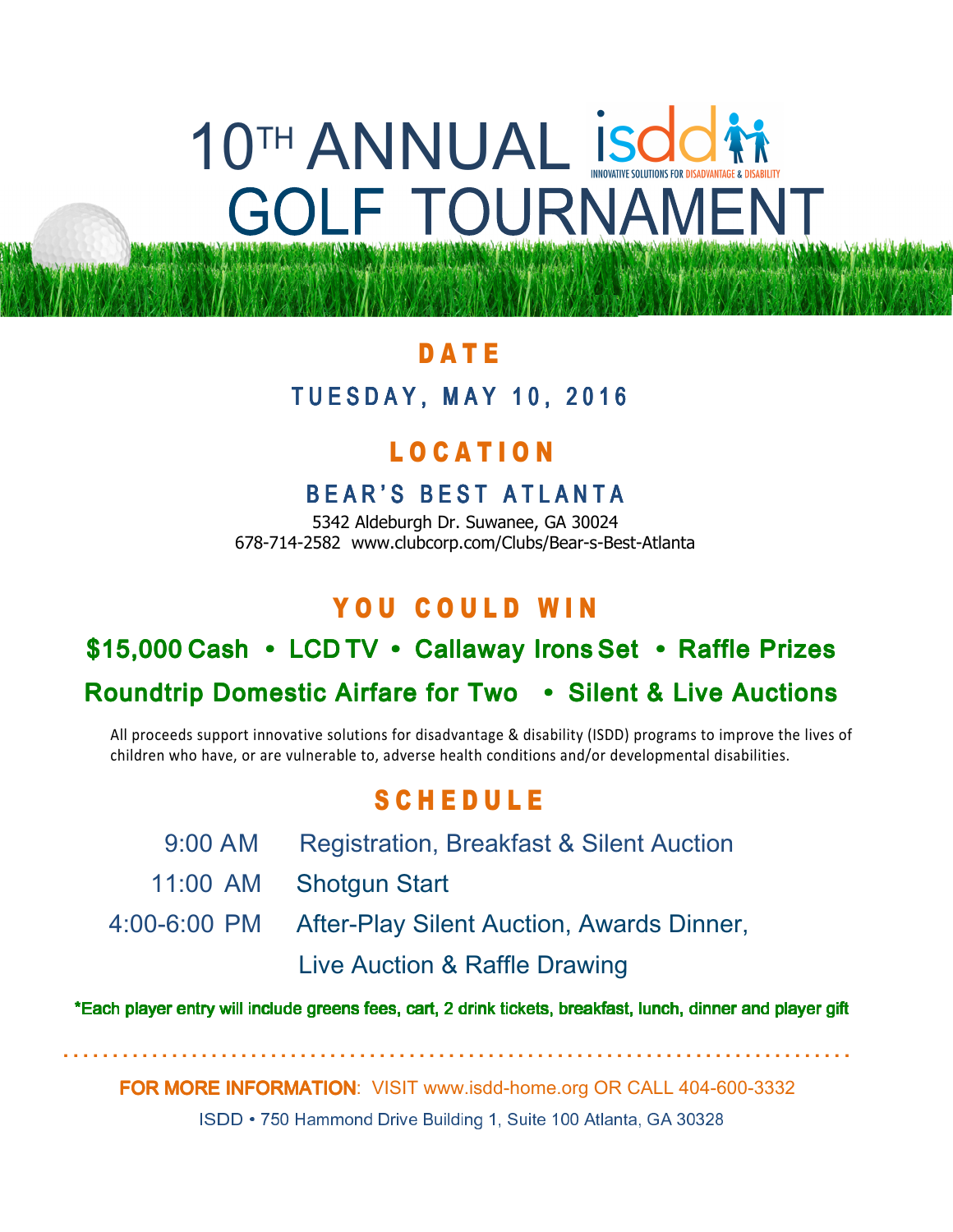# 10TH ANNUAL GOLF TOURNAMENT

isdd
INNOVATIVE SOLUTIONS FOR DISADVANTAGE & DISABILITY

## DATE

**TUESDAY, MAY 10, 2016**

## LOCATION

**BEAR'S BEST ATLANTA**

5342 Aldeburgh Dr. Suwanee, GA 30024
678-714-2582 www.clubcorp.com/Clubs/Bear-s-Best-Atlanta

## YOU COULD WIN

**$15,000 Cash • LCD TV • Callaway Irons Set • Raffle Prizes**

**Roundtrip Domestic Airfare for Two • Silent & Live Auctions**

All proceeds support innovative solutions for disadvantage & disability (ISDD) programs to improve the lives of children who have, or are vulnerable to, adverse health conditions and/or developmental disabilities.

## SCHEDULE

| | |
|---|---|
| 9:00 AM | Registration, Breakfast & Silent Auction |
| 11:00 AM | Shotgun Start |
| 4:00-6:00 PM | After-Play Silent Auction, Awards Dinner, Live Auction & Raffle Drawing |

***Each player entry will include greens fees, cart, 2 drink tickets, breakfast, lunch, dinner and player gift**

---

**FOR MORE INFORMATION**: VISIT www.isdd-home.org OR CALL 404-600-3332

ISDD • 750 Hammond Drive Building 1, Suite 100 Atlanta, GA 30328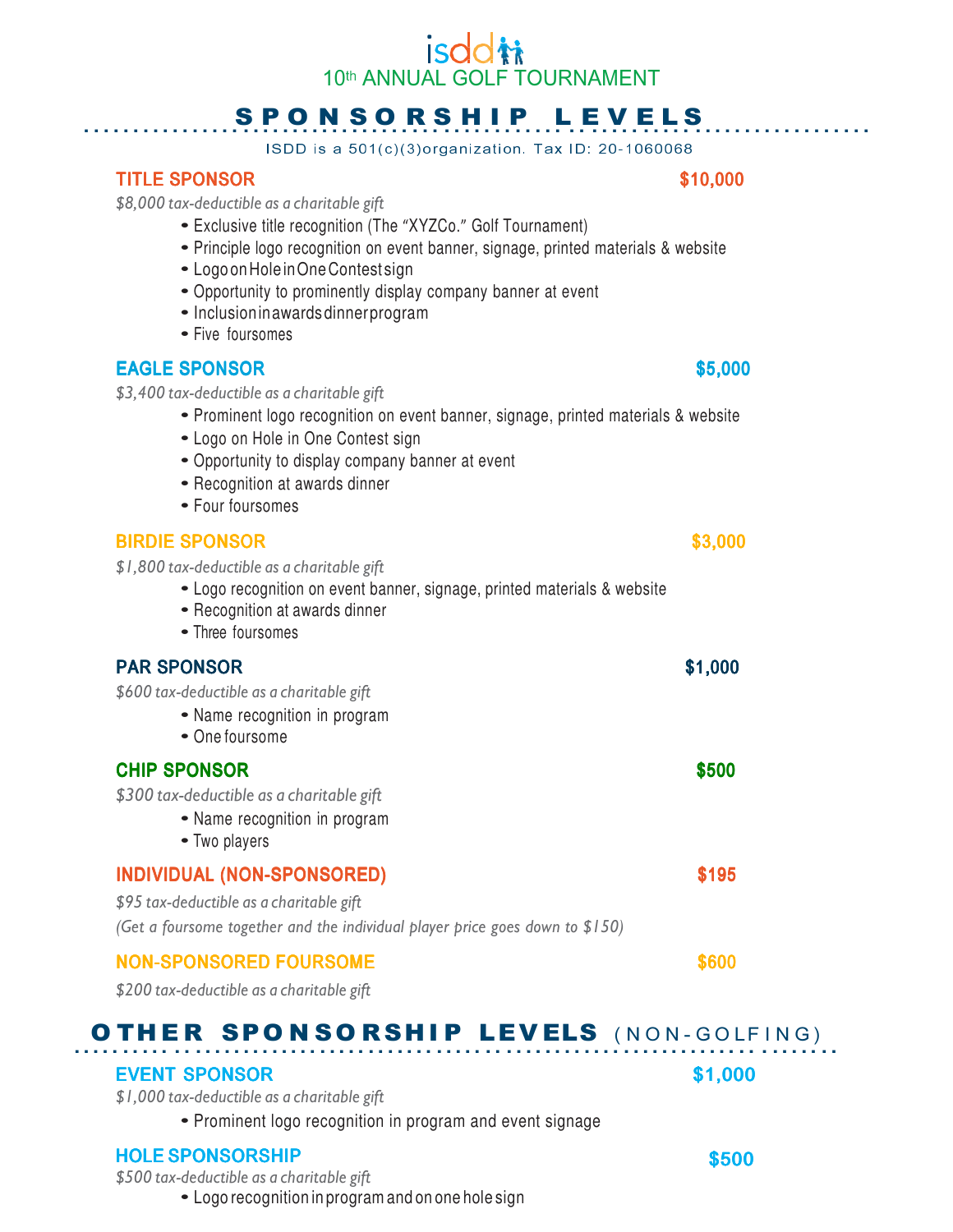isdd

10th ANNUAL GOLF TOURNAMENT

# SPONSORSHIP LEVELS

ISDD is a 501(c)(3)organization. Tax ID: 20-1060068

## TITLE SPONSOR — $10,000

*$8,000 tax-deductible as a charitable gift*

- Exclusive title recognition (The "XYZCo." Golf Tournament)
- Principle logo recognition on event banner, signage, printed materials & website
- Logo on Hole in One Contest sign
- Opportunity to prominently display company banner at event
- Inclusion in awards dinner program
- Five foursomes

## EAGLE SPONSOR — $5,000

*$3,400 tax-deductible as a charitable gift*

- Prominent logo recognition on event banner, signage, printed materials & website
- Logo on Hole in One Contest sign
- Opportunity to display company banner at event
- Recognition at awards dinner
- Four foursomes

## BIRDIE SPONSOR — $3,000

*$1,800 tax-deductible as a charitable gift*

- Logo recognition on event banner, signage, printed materials & website
- Recognition at awards dinner
- Three foursomes

## PAR SPONSOR — $1,000

*$600 tax-deductible as a charitable gift*

- Name recognition in program
- One foursome

## CHIP SPONSOR — $500

*$300 tax-deductible as a charitable gift*

- Name recognition in program
- Two players

## INDIVIDUAL (NON-SPONSORED) — $195

*$95 tax-deductible as a charitable gift*

*(Get a foursome together and the individual player price goes down to $150)*

## NON-SPONSORED FOURSOME — $600

*$200 tax-deductible as a charitable gift*

# OTHER SPONSORSHIP LEVELS (NON-GOLFING)

## EVENT SPONSOR — $1,000

*$1,000 tax-deductible as a charitable gift*

- Prominent logo recognition in program and event signage

## HOLE SPONSORSHIP — $500

*$500 tax-deductible as a charitable gift*

- Logo recognition in program and on one hole sign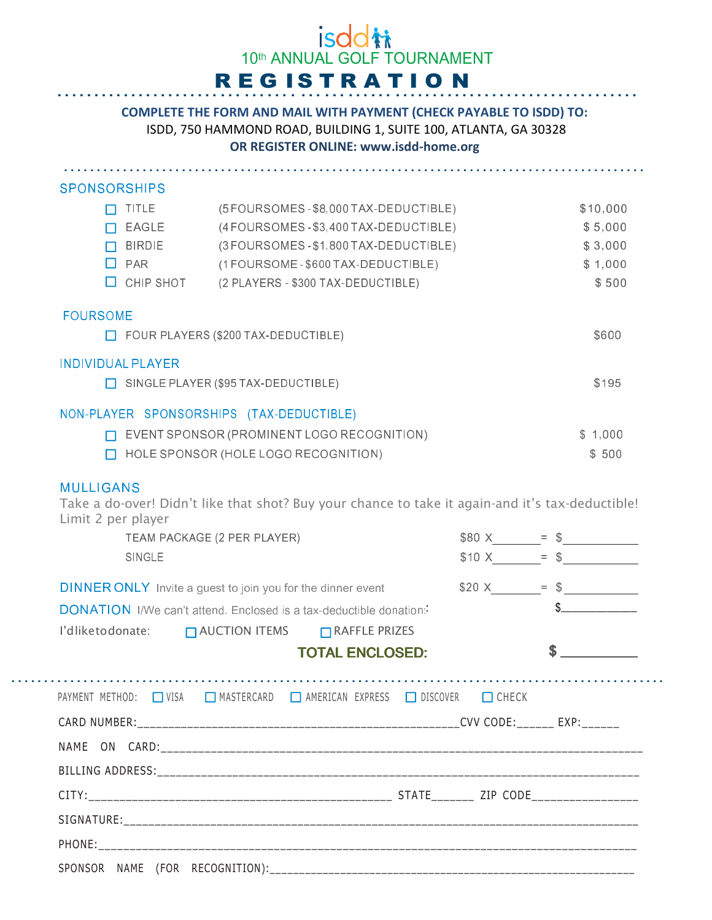# isdd

## 10th ANNUAL GOLF TOURNAMENT

# REGISTRATION

**COMPLETE THE FORM AND MAIL WITH PAYMENT (CHECK PAYABLE TO ISDD) TO:**
ISDD, 750 HAMMOND ROAD, BUILDING 1, SUITE 100, ATLANTA, GA 30328
**OR REGISTER ONLINE: www.isdd-home.org**

## SPONSORSHIPS

| | | | |
|---|---|---|---|
| ☐ | TITLE | (5 FOURSOMES - $8,000 TAX-DEDUCTIBLE) | $10,000 |
| ☐ | EAGLE | (4 FOURSOMES - $3,400 TAX-DEDUCTIBLE) | $ 5,000 |
| ☐ | BIRDIE | (3 FOURSOMES - $1,800 TAX-DEDUCTIBLE) | $ 3,000 |
| ☐ | PAR | (1 FOURSOME - $600 TAX-DEDUCTIBLE) | $ 1,000 |
| ☐ | CHIP SHOT | (2 PLAYERS - $300 TAX-DEDUCTIBLE) | $ 500 |

## FOURSOME

☐ FOUR PLAYERS ($200 TAX-DEDUCTIBLE) — $600

## INDIVIDUAL PLAYER

☐ SINGLE PLAYER ($95 TAX-DEDUCTIBLE) — $195

## NON-PLAYER SPONSORSHIPS (TAX-DEDUCTIBLE)

☐ EVENT SPONSOR (PROMINENT LOGO RECOGNITION) — $ 1,000

☐ HOLE SPONSOR (HOLE LOGO RECOGNITION) — $ 500

## MULLIGANS

Take a do-over! Didn't like that shot? Buy your chance to take it again-and it's tax-deductible! Limit 2 per player

TEAM PACKAGE (2 PER PLAYER) — $80 X_______ = $___________

SINGLE — $10 X_______ = $___________

**DINNER ONLY** Invite a guest to join you for the dinner event — $20 X_______ = $___________

**DONATION** I/We can't attend. Enclosed is a tax-deductible donation: $___________

I'd like to donate: ☐ AUCTION ITEMS ☐ RAFFLE PRIZES

**TOTAL ENCLOSED: $ __________**

PAYMENT METHOD: ☐ VISA ☐ MASTERCARD ☐ AMERICAN EXPRESS ☐ DISCOVER ☐ CHECK

CARD NUMBER:_______________________________________________CVV CODE:______ EXP:______

NAME ON CARD:_______________________________________________________________________

BILLING ADDRESS:____________________________________________________________________

CITY:_____________________________________________ STATE______ ZIP CODE________________

SIGNATURE:__________________________________________________________________________

PHONE:______________________________________________________________________________

SPONSOR NAME (FOR RECOGNITION):_____________________________________________________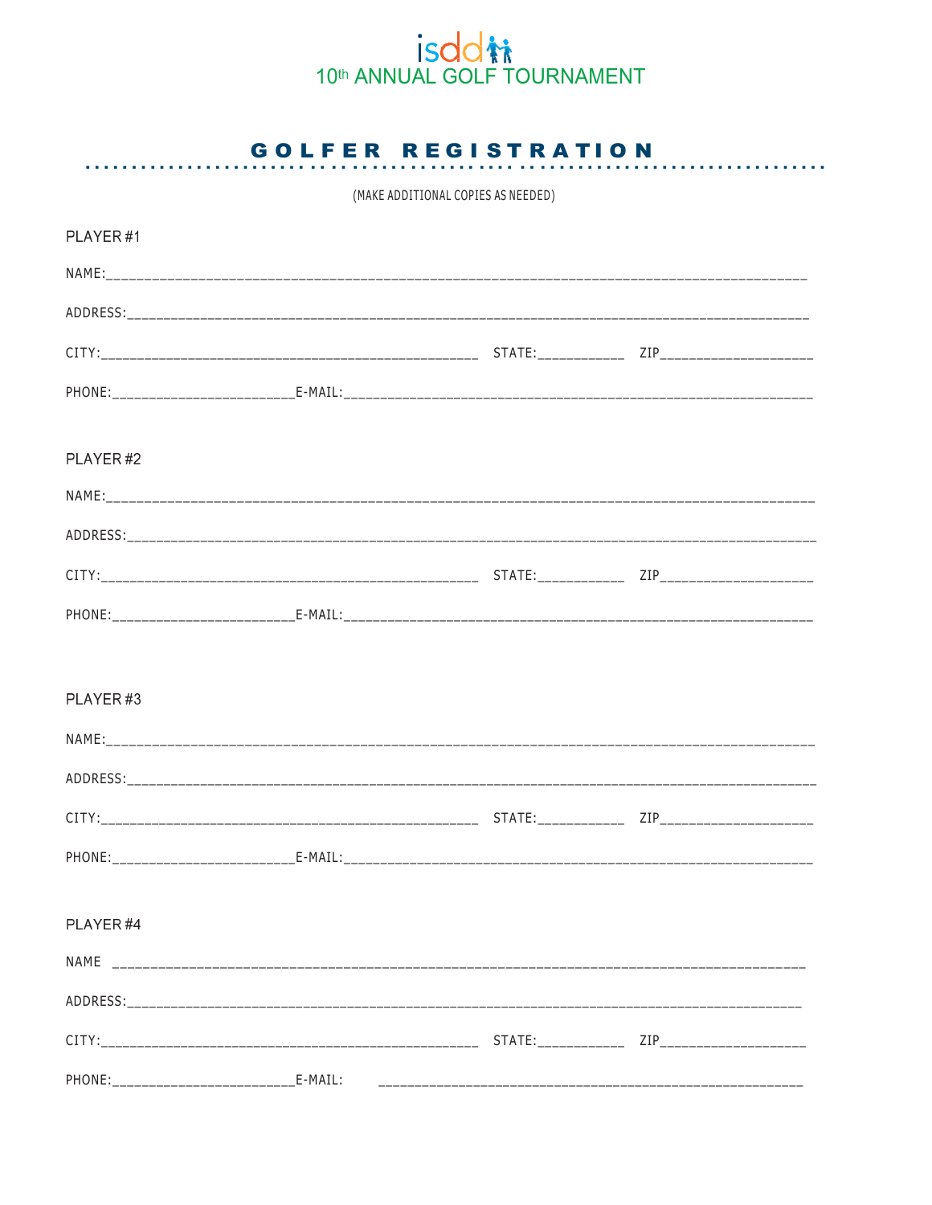isdd

10th ANNUAL GOLF TOURNAMENT

# GOLFER REGISTRATION

(MAKE ADDITIONAL COPIES AS NEEDED)

PLAYER #1

NAME:_______________________________________________________________________________________

ADDRESS:_____________________________________________________________________________________

CITY:__________________________________________________ STATE:___________ ZIP____________________

PHONE:_______________________E-MAIL:_________________________________________________________

PLAYER #2

NAME:_______________________________________________________________________________________

ADDRESS:_____________________________________________________________________________________

CITY:__________________________________________________ STATE:___________ ZIP____________________

PHONE:_______________________E-MAIL:_________________________________________________________

PLAYER #3

NAME:_______________________________________________________________________________________

ADDRESS:_____________________________________________________________________________________

CITY:__________________________________________________ STATE:___________ ZIP____________________

PHONE:_______________________E-MAIL:_________________________________________________________

PLAYER #4

NAME ______________________________________________________________________________________

ADDRESS:____________________________________________________________________________________

CITY:__________________________________________________ STATE:___________ ZIP___________________

PHONE:_______________________E-MAIL: ______________________________________________________